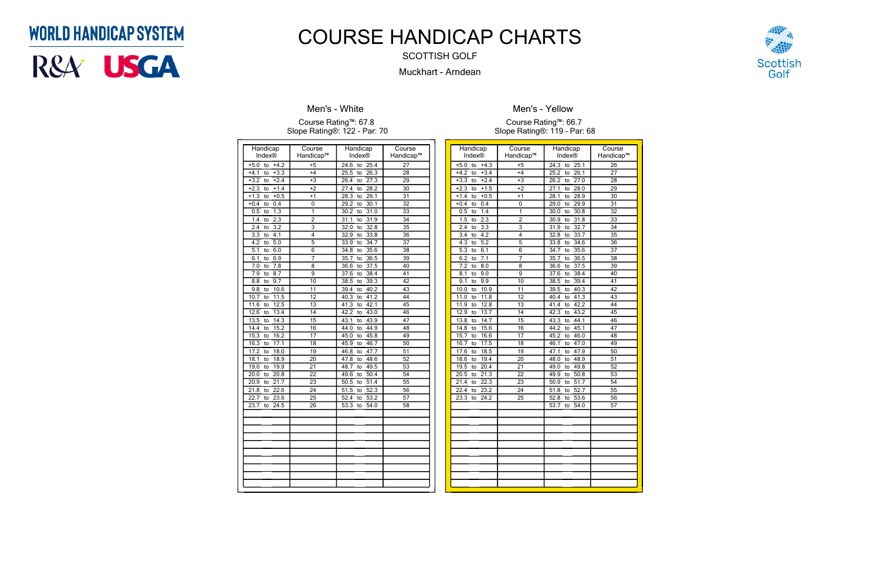WORLD HANDICAP SYSTEM

R&A USGA

# COURSE HANDICAP CHARTS

SCOTTISH GOLF

Muckhart - Arndean

Scottish Golf

## Men's - White

Course Rating™: 67.8
Slope Rating®: 122 - Par: 70

| Handicap Index® | Course Handicap™ | Handicap Index® | Course Handicap™ |
|---|---|---|---|
| +5.0 to +4.2 | +5 | 24.6 to 25.4 | 27 |
| +4.1 to +3.3 | +4 | 25.5 to 26.3 | 28 |
| +3.2 to +2.4 | +3 | 26.4 to 27.3 | 29 |
| +2.3 to +1.4 | +2 | 27.4 to 28.2 | 30 |
| +1.3 to +0.5 | +1 | 28.3 to 29.1 | 31 |
| +0.4 to 0.4 | 0 | 29.2 to 30.1 | 32 |
| 0.5 to 1.3 | 1 | 30.2 to 31.0 | 33 |
| 1.4 to 2.3 | 2 | 31.1 to 31.9 | 34 |
| 2.4 to 3.2 | 3 | 32.0 to 32.8 | 35 |
| 3.3 to 4.1 | 4 | 32.9 to 33.8 | 36 |
| 4.2 to 5.0 | 5 | 33.9 to 34.7 | 37 |
| 5.1 to 6.0 | 6 | 34.8 to 35.6 | 38 |
| 6.1 to 6.9 | 7 | 35.7 to 36.5 | 39 |
| 7.0 to 7.8 | 8 | 36.6 to 37.5 | 40 |
| 7.9 to 8.7 | 9 | 37.6 to 38.4 | 41 |
| 8.8 to 9.7 | 10 | 38.5 to 39.3 | 42 |
| 9.8 to 10.6 | 11 | 39.4 to 40.2 | 43 |
| 10.7 to 11.5 | 12 | 40.3 to 41.2 | 44 |
| 11.6 to 12.5 | 13 | 41.3 to 42.1 | 45 |
| 12.6 to 13.4 | 14 | 42.2 to 43.0 | 46 |
| 13.5 to 14.3 | 15 | 43.1 to 43.9 | 47 |
| 14.4 to 15.2 | 16 | 44.0 to 44.9 | 48 |
| 15.3 to 16.2 | 17 | 45.0 to 45.8 | 49 |
| 16.3 to 17.1 | 18 | 45.9 to 46.7 | 50 |
| 17.2 to 18.0 | 19 | 46.8 to 47.7 | 51 |
| 18.1 to 18.9 | 20 | 47.8 to 48.6 | 52 |
| 19.0 to 19.9 | 21 | 48.7 to 49.5 | 53 |
| 20.0 to 20.8 | 22 | 49.6 to 50.4 | 54 |
| 20.9 to 21.7 | 23 | 50.5 to 51.4 | 55 |
| 21.8 to 22.6 | 24 | 51.5 to 52.3 | 56 |
| 22.7 to 23.6 | 25 | 52.4 to 53.2 | 57 |
| 23.7 to 24.5 | 26 | 53.3 to 54.0 | 58 |

## Men's - Yellow

Course Rating™: 66.7
Slope Rating®: 119 - Par: 68

| Handicap Index® | Course Handicap™ | Handicap Index® | Course Handicap™ |
|---|---|---|---|
| +5.0 to +4.3 | +5 | 24.3 to 25.1 | 26 |
| +4.2 to +3.4 | +4 | 25.2 to 26.1 | 27 |
| +3.3 to +2.4 | +3 | 26.2 to 27.0 | 28 |
| +2.3 to +1.5 | +2 | 27.1 to 28.0 | 29 |
| +1.4 to +0.5 | +1 | 28.1 to 28.9 | 30 |
| +0.4 to 0.4 | 0 | 29.0 to 29.9 | 31 |
| 0.5 to 1.4 | 1 | 30.0 to 30.8 | 32 |
| 1.5 to 2.3 | 2 | 30.9 to 31.8 | 33 |
| 2.4 to 3.3 | 3 | 31.9 to 32.7 | 34 |
| 3.4 to 4.2 | 4 | 32.8 to 33.7 | 35 |
| 4.3 to 5.2 | 5 | 33.8 to 34.6 | 36 |
| 5.3 to 6.1 | 6 | 34.7 to 35.6 | 37 |
| 6.2 to 7.1 | 7 | 35.7 to 36.5 | 38 |
| 7.2 to 8.0 | 8 | 36.6 to 37.5 | 39 |
| 8.1 to 9.0 | 9 | 37.6 to 38.4 | 40 |
| 9.1 to 9.9 | 10 | 38.5 to 39.4 | 41 |
| 10.0 to 10.9 | 11 | 39.5 to 40.3 | 42 |
| 11.0 to 11.8 | 12 | 40.4 to 41.3 | 43 |
| 11.9 to 12.8 | 13 | 41.4 to 42.2 | 44 |
| 12.9 to 13.7 | 14 | 42.3 to 43.2 | 45 |
| 13.8 to 14.7 | 15 | 43.3 to 44.1 | 46 |
| 14.8 to 15.6 | 16 | 44.2 to 45.1 | 47 |
| 15.7 to 16.6 | 17 | 45.2 to 46.0 | 48 |
| 16.7 to 17.5 | 18 | 46.1 to 47.0 | 49 |
| 17.6 to 18.5 | 19 | 47.1 to 47.9 | 50 |
| 18.6 to 19.4 | 20 | 48.0 to 48.9 | 51 |
| 19.5 to 20.4 | 21 | 49.0 to 49.8 | 52 |
| 20.5 to 21.3 | 22 | 49.9 to 50.8 | 53 |
| 21.4 to 22.3 | 23 | 50.9 to 51.7 | 54 |
| 22.4 to 23.2 | 24 | 51.8 to 52.7 | 55 |
| 23.3 to 24.2 | 25 | 52.8 to 53.6 | 56 |
| | | 53.7 to 54.0 | 57 |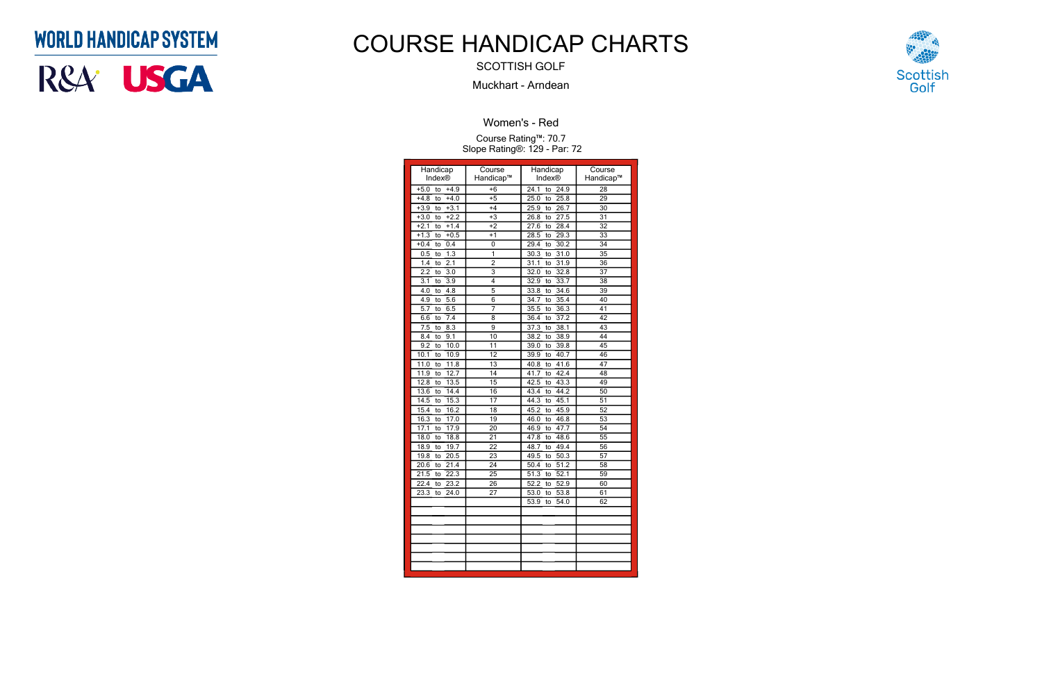WORLD HANDICAP SYSTEM

R&A USGA

# COURSE HANDICAP CHARTS

SCOTTISH GOLF

Muckhart - Arndean

Scottish Golf

## Women's - Red

Course Rating™: 70.7
Slope Rating®: 129 - Par: 72

| Handicap Index® | Course Handicap™ | Handicap Index® | Course Handicap™ |
|---|---|---|---|
| +5.0 to +4.9 | +6 | 24.1 to 24.9 | 28 |
| +4.8 to +4.0 | +5 | 25.0 to 25.8 | 29 |
| +3.9 to +3.1 | +4 | 25.9 to 26.7 | 30 |
| +3.0 to +2.2 | +3 | 26.8 to 27.5 | 31 |
| +2.1 to +1.4 | +2 | 27.6 to 28.4 | 32 |
| +1.3 to +0.5 | +1 | 28.5 to 29.3 | 33 |
| +0.4 to 0.4 | 0 | 29.4 to 30.2 | 34 |
| 0.5 to 1.3 | 1 | 30.3 to 31.0 | 35 |
| 1.4 to 2.1 | 2 | 31.1 to 31.9 | 36 |
| 2.2 to 3.0 | 3 | 32.0 to 32.8 | 37 |
| 3.1 to 3.9 | 4 | 32.9 to 33.7 | 38 |
| 4.0 to 4.8 | 5 | 33.8 to 34.6 | 39 |
| 4.9 to 5.6 | 6 | 34.7 to 35.4 | 40 |
| 5.7 to 6.5 | 7 | 35.5 to 36.3 | 41 |
| 6.6 to 7.4 | 8 | 36.4 to 37.2 | 42 |
| 7.5 to 8.3 | 9 | 37.3 to 38.1 | 43 |
| 8.4 to 9.1 | 10 | 38.2 to 38.9 | 44 |
| 9.2 to 10.0 | 11 | 39.0 to 39.8 | 45 |
| 10.1 to 10.9 | 12 | 39.9 to 40.7 | 46 |
| 11.0 to 11.8 | 13 | 40.8 to 41.6 | 47 |
| 11.9 to 12.7 | 14 | 41.7 to 42.4 | 48 |
| 12.8 to 13.5 | 15 | 42.5 to 43.3 | 49 |
| 13.6 to 14.4 | 16 | 43.4 to 44.2 | 50 |
| 14.5 to 15.3 | 17 | 44.3 to 45.1 | 51 |
| 15.4 to 16.2 | 18 | 45.2 to 45.9 | 52 |
| 16.3 to 17.0 | 19 | 46.0 to 46.8 | 53 |
| 17.1 to 17.9 | 20 | 46.9 to 47.7 | 54 |
| 18.0 to 18.8 | 21 | 47.8 to 48.6 | 55 |
| 18.9 to 19.7 | 22 | 48.7 to 49.4 | 56 |
| 19.8 to 20.5 | 23 | 49.5 to 50.3 | 57 |
| 20.6 to 21.4 | 24 | 50.4 to 51.2 | 58 |
| 21.5 to 22.3 | 25 | 51.3 to 52.1 | 59 |
| 22.4 to 23.2 | 26 | 52.2 to 52.9 | 60 |
| 23.3 to 24.0 | 27 | 53.0 to 53.8 | 61 |
| | | 53.9 to 54.0 | 62 |